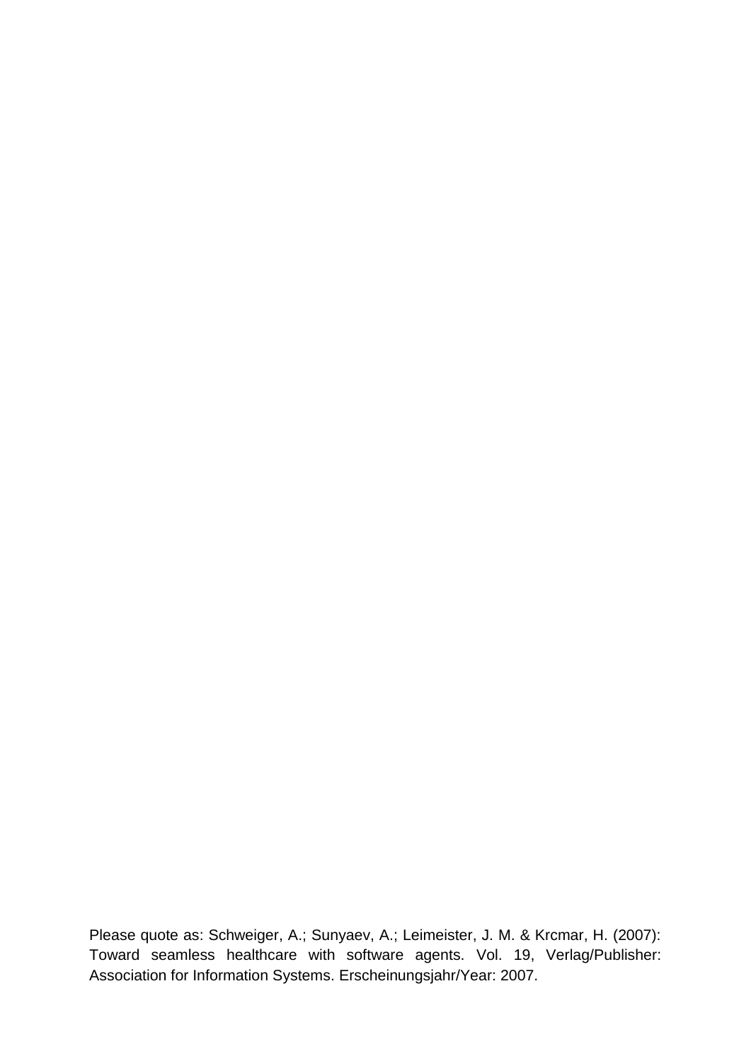Please quote as: Schweiger, A.; Sunyaev, A.; Leimeister, J. M. & Krcmar, H. (2007): Toward seamless healthcare with software agents. Vol. 19, Verlag/Publisher: Association for Information Systems. Erscheinungsjahr/Year: 2007.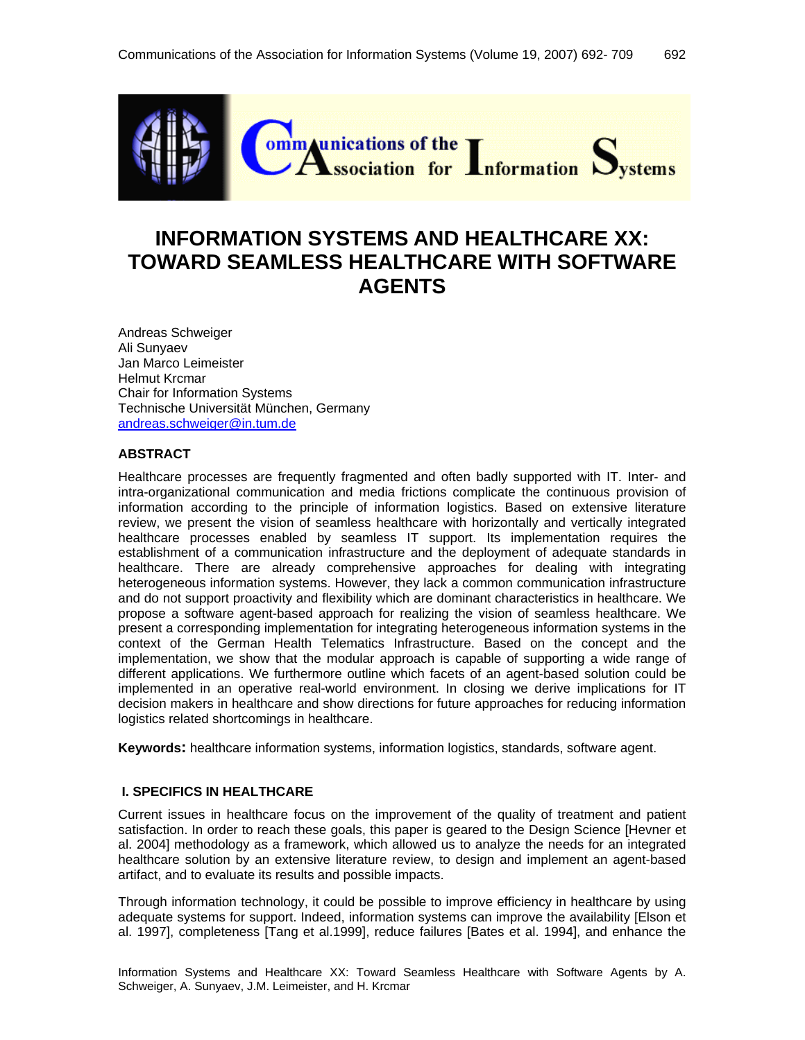# INFORMATION SYSTEMS AND HEALTHCARE XX: TOWARD SEAMLESS HEALTHCARE WITH SOFTWARE AGENTS

Andreas Schweiger
Ali Sunyaev
Jan Marco Leimeister
Helmut Krcmar
Chair for Information Systems
Technische Universität München, Germany
andreas.schweiger@in.tum.de

### ABSTRACT

Healthcare processes are frequently fragmented and often badly supported with IT. Inter- and intra-organizational communication and media frictions complicate the continuous provision of information according to the principle of information logistics. Based on extensive literature review, we present the vision of seamless healthcare with horizontally and vertically integrated healthcare processes enabled by seamless IT support. Its implementation requires the establishment of a communication infrastructure and the deployment of adequate standards in healthcare. There are already comprehensive approaches for dealing with integrating heterogeneous information systems. However, they lack a common communication infrastructure and do not support proactivity and flexibility which are dominant characteristics in healthcare. We propose a software agent-based approach for realizing the vision of seamless healthcare. We present a corresponding implementation for integrating heterogeneous information systems in the context of the German Health Telematics Infrastructure. Based on the concept and the implementation, we show that the modular approach is capable of supporting a wide range of different applications. We furthermore outline which facets of an agent-based solution could be implemented in an operative real-world environment. In closing we derive implications for IT decision makers in healthcare and show directions for future approaches for reducing information logistics related shortcomings in healthcare.

**Keywords:** healthcare information systems, information logistics, standards, software agent.

## I. SPECIFICS IN HEALTHCARE

Current issues in healthcare focus on the improvement of the quality of treatment and patient satisfaction. In order to reach these goals, this paper is geared to the Design Science [Hevner et al. 2004] methodology as a framework, which allowed us to analyze the needs for an integrated healthcare solution by an extensive literature review, to design and implement an agent-based artifact, and to evaluate its results and possible impacts.

Through information technology, it could be possible to improve efficiency in healthcare by using adequate systems for support. Indeed, information systems can improve the availability [Elson et al. 1997], completeness [Tang et al.1999], reduce failures [Bates et al. 1994], and enhance the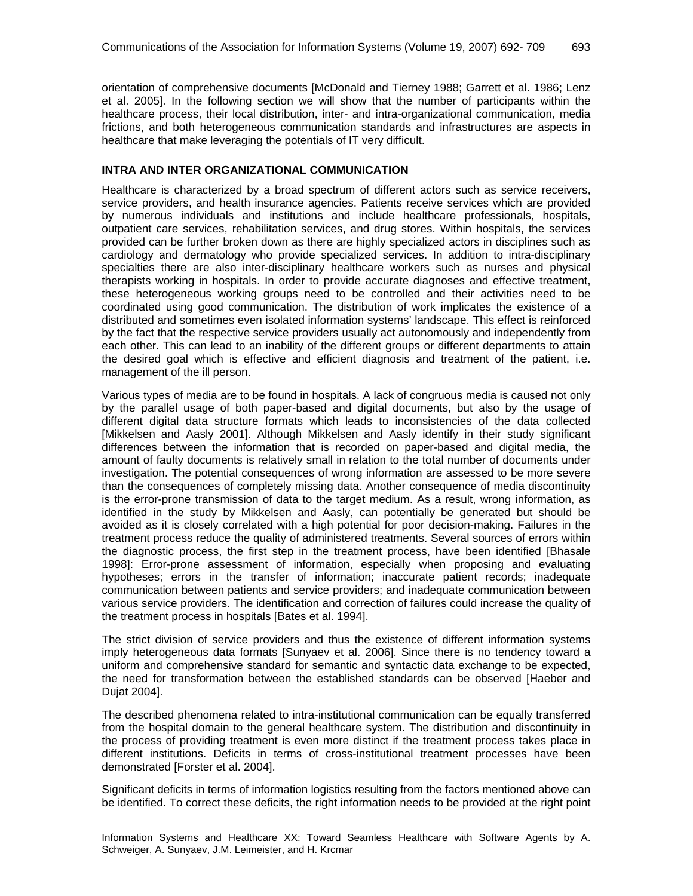orientation of comprehensive documents [McDonald and Tierney 1988; Garrett et al. 1986; Lenz et al. 2005]. In the following section we will show that the number of participants within the healthcare process, their local distribution, inter- and intra-organizational communication, media frictions, and both heterogeneous communication standards and infrastructures are aspects in healthcare that make leveraging the potentials of IT very difficult.

## INTRA AND INTER ORGANIZATIONAL COMMUNICATION

Healthcare is characterized by a broad spectrum of different actors such as service receivers, service providers, and health insurance agencies. Patients receive services which are provided by numerous individuals and institutions and include healthcare professionals, hospitals, outpatient care services, rehabilitation services, and drug stores. Within hospitals, the services provided can be further broken down as there are highly specialized actors in disciplines such as cardiology and dermatology who provide specialized services. In addition to intra-disciplinary specialties there are also inter-disciplinary healthcare workers such as nurses and physical therapists working in hospitals. In order to provide accurate diagnoses and effective treatment, these heterogeneous working groups need to be controlled and their activities need to be coordinated using good communication. The distribution of work implicates the existence of a distributed and sometimes even isolated information systems' landscape. This effect is reinforced by the fact that the respective service providers usually act autonomously and independently from each other. This can lead to an inability of the different groups or different departments to attain the desired goal which is effective and efficient diagnosis and treatment of the patient, i.e. management of the ill person.

Various types of media are to be found in hospitals. A lack of congruous media is caused not only by the parallel usage of both paper-based and digital documents, but also by the usage of different digital data structure formats which leads to inconsistencies of the data collected [Mikkelsen and Aasly 2001]. Although Mikkelsen and Aasly identify in their study significant differences between the information that is recorded on paper-based and digital media, the amount of faulty documents is relatively small in relation to the total number of documents under investigation. The potential consequences of wrong information are assessed to be more severe than the consequences of completely missing data. Another consequence of media discontinuity is the error-prone transmission of data to the target medium. As a result, wrong information, as identified in the study by Mikkelsen and Aasly, can potentially be generated but should be avoided as it is closely correlated with a high potential for poor decision-making. Failures in the treatment process reduce the quality of administered treatments. Several sources of errors within the diagnostic process, the first step in the treatment process, have been identified [Bhasale 1998]: Error-prone assessment of information, especially when proposing and evaluating hypotheses; errors in the transfer of information; inaccurate patient records; inadequate communication between patients and service providers; and inadequate communication between various service providers. The identification and correction of failures could increase the quality of the treatment process in hospitals [Bates et al. 1994].

The strict division of service providers and thus the existence of different information systems imply heterogeneous data formats [Sunyaev et al. 2006]. Since there is no tendency toward a uniform and comprehensive standard for semantic and syntactic data exchange to be expected, the need for transformation between the established standards can be observed [Haeber and Dujat 2004].

The described phenomena related to intra-institutional communication can be equally transferred from the hospital domain to the general healthcare system. The distribution and discontinuity in the process of providing treatment is even more distinct if the treatment process takes place in different institutions. Deficits in terms of cross-institutional treatment processes have been demonstrated [Forster et al. 2004].

Significant deficits in terms of information logistics resulting from the factors mentioned above can be identified. To correct these deficits, the right information needs to be provided at the right point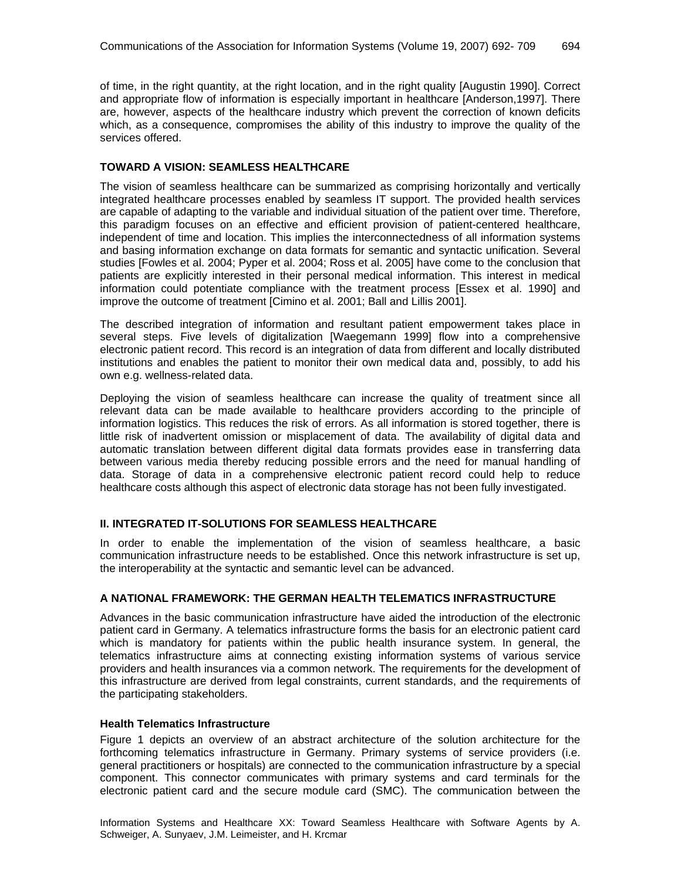of time, in the right quantity, at the right location, and in the right quality [Augustin 1990]. Correct and appropriate flow of information is especially important in healthcare [Anderson,1997]. There are, however, aspects of the healthcare industry which prevent the correction of known deficits which, as a consequence, compromises the ability of this industry to improve the quality of the services offered.

### TOWARD A VISION: SEAMLESS HEALTHCARE

The vision of seamless healthcare can be summarized as comprising horizontally and vertically integrated healthcare processes enabled by seamless IT support. The provided health services are capable of adapting to the variable and individual situation of the patient over time. Therefore, this paradigm focuses on an effective and efficient provision of patient-centered healthcare, independent of time and location. This implies the interconnectedness of all information systems and basing information exchange on data formats for semantic and syntactic unification. Several studies [Fowles et al. 2004; Pyper et al. 2004; Ross et al. 2005] have come to the conclusion that patients are explicitly interested in their personal medical information. This interest in medical information could potentiate compliance with the treatment process [Essex et al. 1990] and improve the outcome of treatment [Cimino et al. 2001; Ball and Lillis 2001].

The described integration of information and resultant patient empowerment takes place in several steps. Five levels of digitalization [Waegemann 1999] flow into a comprehensive electronic patient record. This record is an integration of data from different and locally distributed institutions and enables the patient to monitor their own medical data and, possibly, to add his own e.g. wellness-related data.

Deploying the vision of seamless healthcare can increase the quality of treatment since all relevant data can be made available to healthcare providers according to the principle of information logistics. This reduces the risk of errors. As all information is stored together, there is little risk of inadvertent omission or misplacement of data. The availability of digital data and automatic translation between different digital data formats provides ease in transferring data between various media thereby reducing possible errors and the need for manual handling of data. Storage of data in a comprehensive electronic patient record could help to reduce healthcare costs although this aspect of electronic data storage has not been fully investigated.

## II. INTEGRATED IT-SOLUTIONS FOR SEAMLESS HEALTHCARE

In order to enable the implementation of the vision of seamless healthcare, a basic communication infrastructure needs to be established. Once this network infrastructure is set up, the interoperability at the syntactic and semantic level can be advanced.

### A NATIONAL FRAMEWORK: THE GERMAN HEALTH TELEMATICS INFRASTRUCTURE

Advances in the basic communication infrastructure have aided the introduction of the electronic patient card in Germany. A telematics infrastructure forms the basis for an electronic patient card which is mandatory for patients within the public health insurance system. In general, the telematics infrastructure aims at connecting existing information systems of various service providers and health insurances via a common network. The requirements for the development of this infrastructure are derived from legal constraints, current standards, and the requirements of the participating stakeholders.

#### Health Telematics Infrastructure

Figure 1 depicts an overview of an abstract architecture of the solution architecture for the forthcoming telematics infrastructure in Germany. Primary systems of service providers (i.e. general practitioners or hospitals) are connected to the communication infrastructure by a special component. This connector communicates with primary systems and card terminals for the electronic patient card and the secure module card (SMC). The communication between the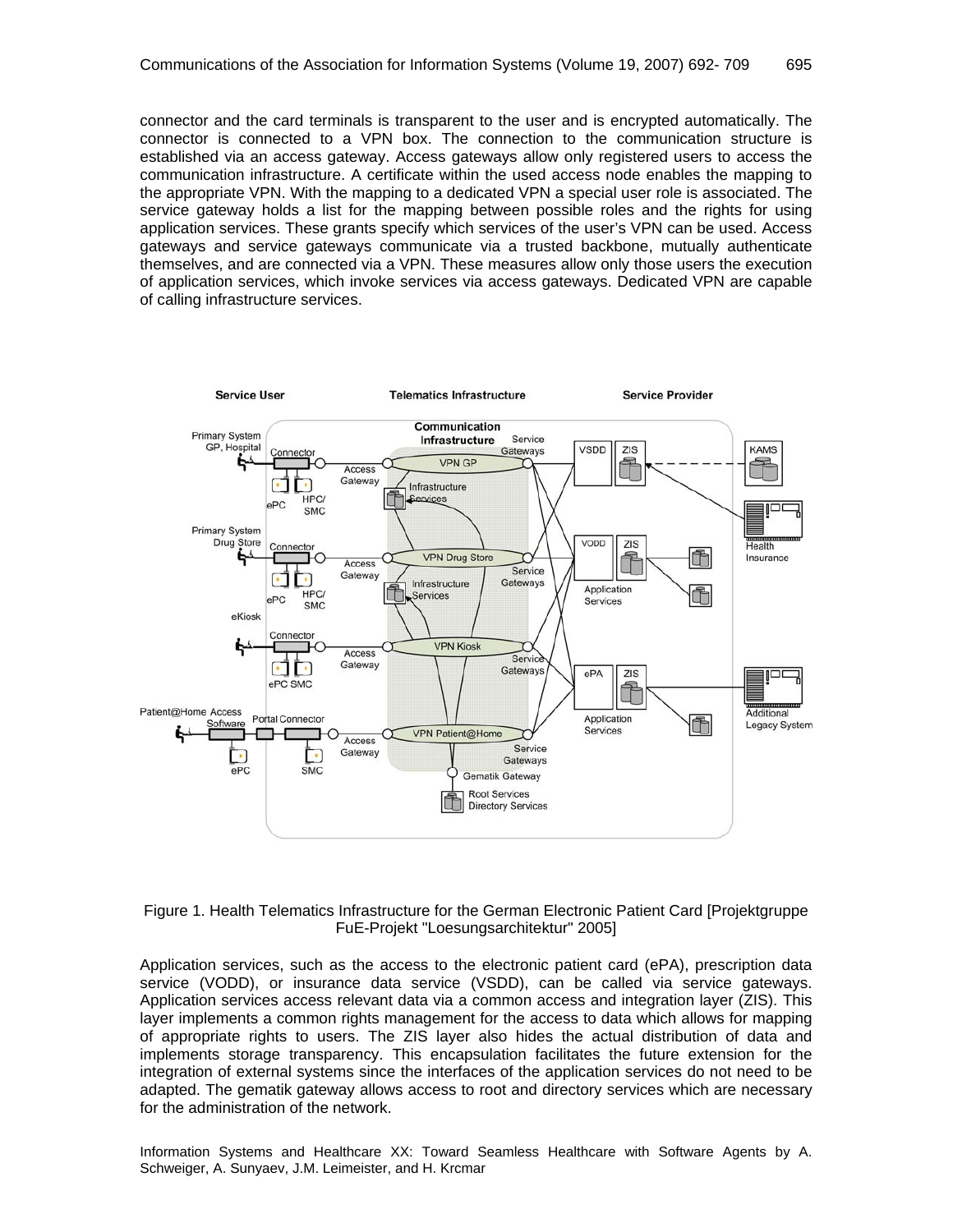connector and the card terminals is transparent to the user and is encrypted automatically. The connector is connected to a VPN box. The connection to the communication structure is established via an access gateway. Access gateways allow only registered users to access the communication infrastructure. A certificate within the used access node enables the mapping to the appropriate VPN. With the mapping to a dedicated VPN a special user role is associated. The service gateway holds a list for the mapping between possible roles and the rights for using application services. These grants specify which services of the user's VPN can be used. Access gateways and service gateways communicate via a trusted backbone, mutually authenticate themselves, and are connected via a VPN. These measures allow only those users the execution of application services, which invoke services via access gateways. Dedicated VPN are capable of calling infrastructure services.

Figure 1. Health Telematics Infrastructure for the German Electronic Patient Card [Projektgruppe FuE-Projekt "Loesungsarchitektur" 2005]

Application services, such as the access to the electronic patient card (ePA), prescription data service (VODD), or insurance data service (VSDD), can be called via service gateways. Application services access relevant data via a common access and integration layer (ZIS). This layer implements a common rights management for the access to data which allows for mapping of appropriate rights to users. The ZIS layer also hides the actual distribution of data and implements storage transparency. This encapsulation facilitates the future extension for the integration of external systems since the interfaces of the application services do not need to be adapted. The gematik gateway allows access to root and directory services which are necessary for the administration of the network.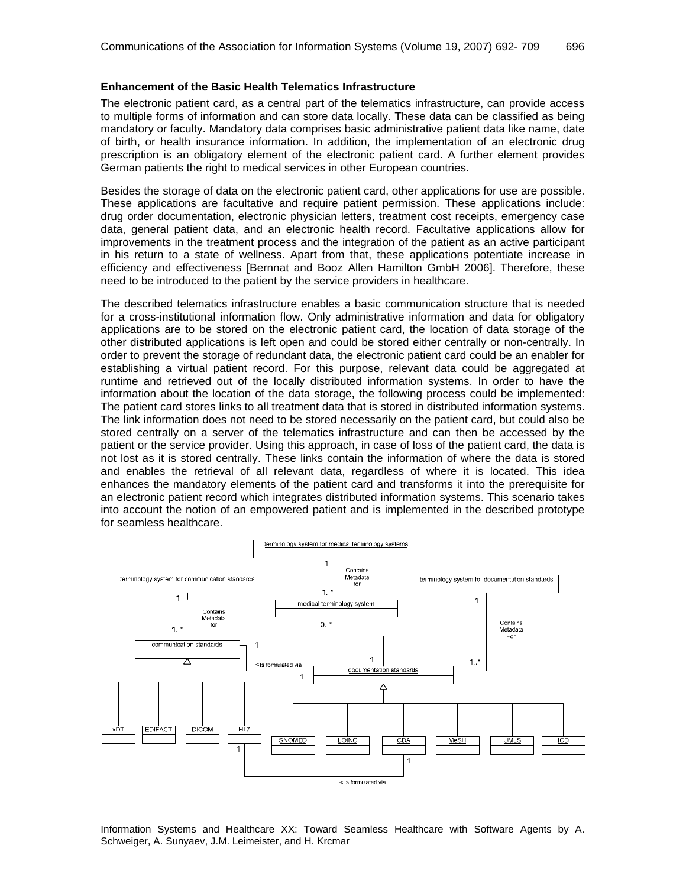### Enhancement of the Basic Health Telematics Infrastructure

The electronic patient card, as a central part of the telematics infrastructure, can provide access to multiple forms of information and can store data locally. These data can be classified as being mandatory or faculty. Mandatory data comprises basic administrative patient data like name, date of birth, or health insurance information. In addition, the implementation of an electronic drug prescription is an obligatory element of the electronic patient card. A further element provides German patients the right to medical services in other European countries.

Besides the storage of data on the electronic patient card, other applications for use are possible. These applications are facultative and require patient permission. These applications include: drug order documentation, electronic physician letters, treatment cost receipts, emergency case data, general patient data, and an electronic health record. Facultative applications allow for improvements in the treatment process and the integration of the patient as an active participant in his return to a state of wellness. Apart from that, these applications potentiate increase in efficiency and effectiveness [Bernnat and Booz Allen Hamilton GmbH 2006]. Therefore, these need to be introduced to the patient by the service providers in healthcare.

The described telematics infrastructure enables a basic communication structure that is needed for a cross-institutional information flow. Only administrative information and data for obligatory applications are to be stored on the electronic patient card, the location of data storage of the other distributed applications is left open and could be stored either centrally or non-centrally. In order to prevent the storage of redundant data, the electronic patient card could be an enabler for establishing a virtual patient record. For this purpose, relevant data could be aggregated at runtime and retrieved out of the locally distributed information systems. In order to have the information about the location of the data storage, the following process could be implemented: The patient card stores links to all treatment data that is stored in distributed information systems. The link information does not need to be stored necessarily on the patient card, but could also be stored centrally on a server of the telematics infrastructure and can then be accessed by the patient or the service provider. Using this approach, in case of loss of the patient card, the data is not lost as it is stored centrally. These links contain the information of where the data is stored and enables the retrieval of all relevant data, regardless of where it is located. This idea enhances the mandatory elements of the patient card and transforms it into the prerequisite for an electronic patient record which integrates distributed information systems. This scenario takes into account the notion of an empowered patient and is implemented in the described prototype for seamless healthcare.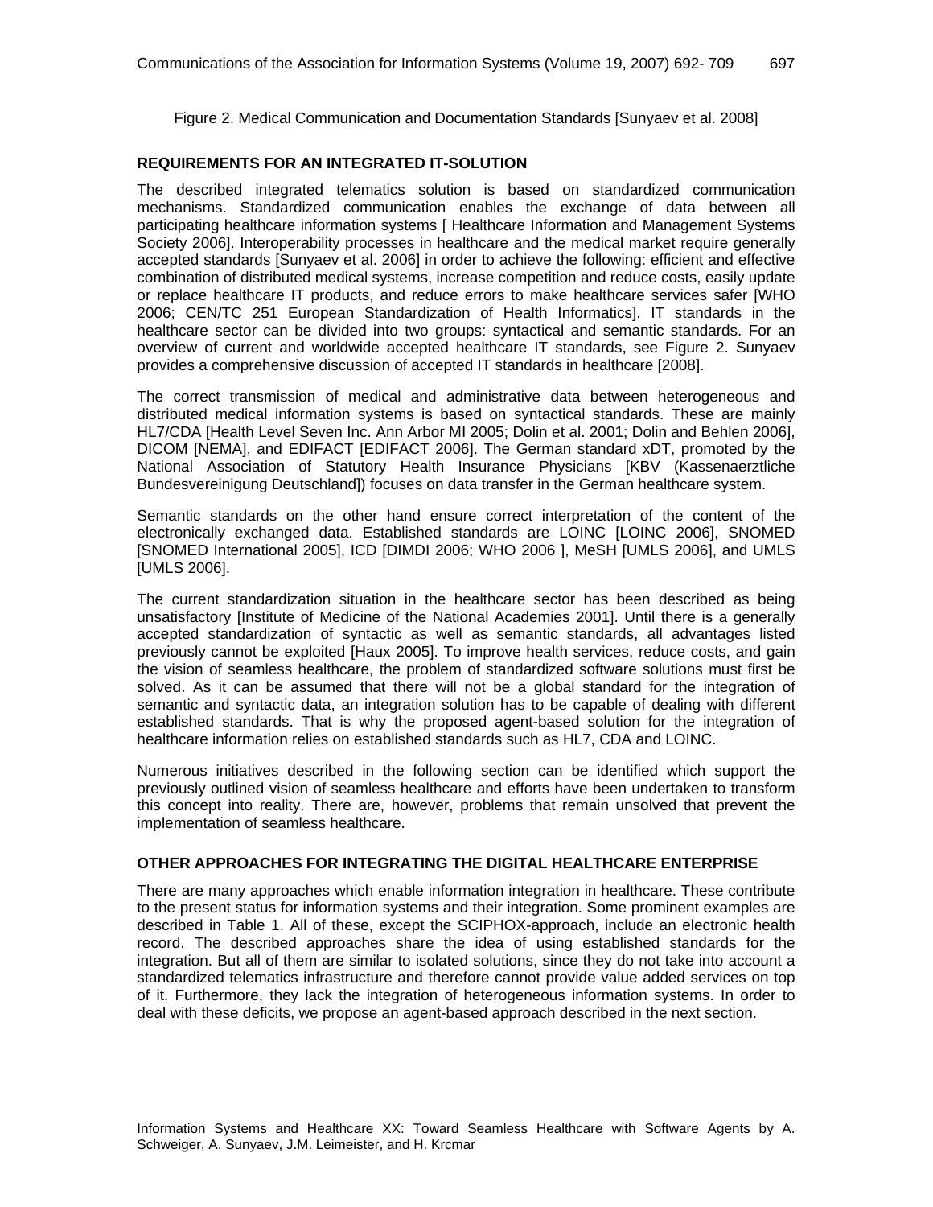Figure 2. Medical Communication and Documentation Standards [Sunyaev et al. 2008]

## REQUIREMENTS FOR AN INTEGRATED IT-SOLUTION

The described integrated telematics solution is based on standardized communication mechanisms. Standardized communication enables the exchange of data between all participating healthcare information systems [ Healthcare Information and Management Systems Society 2006]. Interoperability processes in healthcare and the medical market require generally accepted standards [Sunyaev et al. 2006] in order to achieve the following: efficient and effective combination of distributed medical systems, increase competition and reduce costs, easily update or replace healthcare IT products, and reduce errors to make healthcare services safer [WHO 2006; CEN/TC 251 European Standardization of Health Informatics]. IT standards in the healthcare sector can be divided into two groups: syntactical and semantic standards. For an overview of current and worldwide accepted healthcare IT standards, see Figure 2. Sunyaev provides a comprehensive discussion of accepted IT standards in healthcare [2008].

The correct transmission of medical and administrative data between heterogeneous and distributed medical information systems is based on syntactical standards. These are mainly HL7/CDA [Health Level Seven Inc. Ann Arbor MI 2005; Dolin et al. 2001; Dolin and Behlen 2006], DICOM [NEMA], and EDIFACT [EDIFACT 2006]. The German standard xDT, promoted by the National Association of Statutory Health Insurance Physicians [KBV (Kassenaerztliche Bundesvereinigung Deutschland]) focuses on data transfer in the German healthcare system.

Semantic standards on the other hand ensure correct interpretation of the content of the electronically exchanged data. Established standards are LOINC [LOINC 2006], SNOMED [SNOMED International 2005], ICD [DIMDI 2006; WHO 2006 ], MeSH [UMLS 2006], and UMLS [UMLS 2006].

The current standardization situation in the healthcare sector has been described as being unsatisfactory [Institute of Medicine of the National Academies 2001]. Until there is a generally accepted standardization of syntactic as well as semantic standards, all advantages listed previously cannot be exploited [Haux 2005]. To improve health services, reduce costs, and gain the vision of seamless healthcare, the problem of standardized software solutions must first be solved. As it can be assumed that there will not be a global standard for the integration of semantic and syntactic data, an integration solution has to be capable of dealing with different established standards. That is why the proposed agent-based solution for the integration of healthcare information relies on established standards such as HL7, CDA and LOINC.

Numerous initiatives described in the following section can be identified which support the previously outlined vision of seamless healthcare and efforts have been undertaken to transform this concept into reality. There are, however, problems that remain unsolved that prevent the implementation of seamless healthcare.

## OTHER APPROACHES FOR INTEGRATING THE DIGITAL HEALTHCARE ENTERPRISE

There are many approaches which enable information integration in healthcare. These contribute to the present status for information systems and their integration. Some prominent examples are described in Table 1. All of these, except the SCIPHOX-approach, include an electronic health record. The described approaches share the idea of using established standards for the integration. But all of them are similar to isolated solutions, since they do not take into account a standardized telematics infrastructure and therefore cannot provide value added services on top of it. Furthermore, they lack the integration of heterogeneous information systems. In order to deal with these deficits, we propose an agent-based approach described in the next section.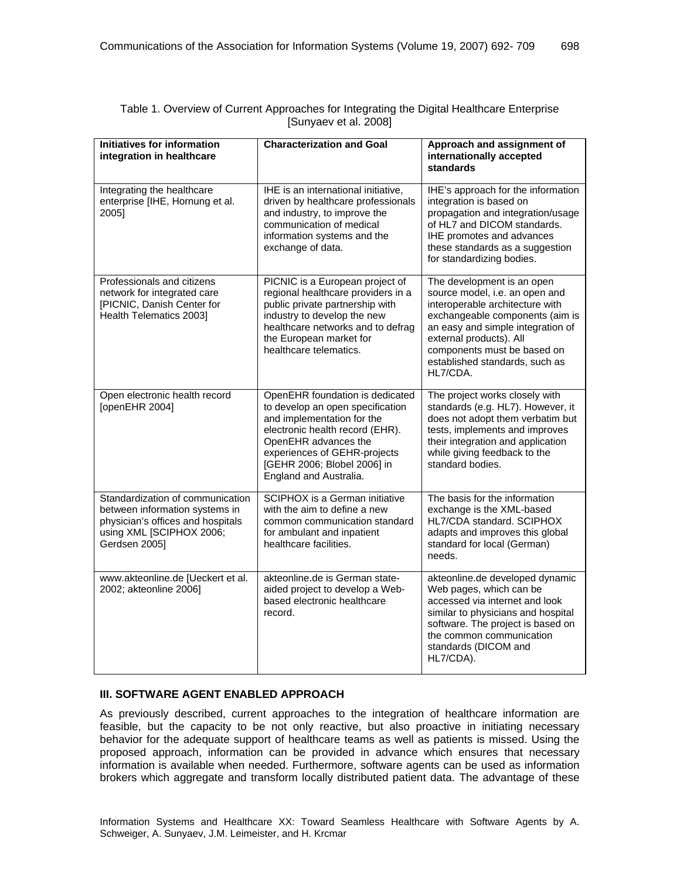Table 1. Overview of Current Approaches for Integrating the Digital Healthcare Enterprise [Sunyaev et al. 2008]

| Initiatives for information integration in healthcare | Characterization and Goal | Approach and assignment of internationally accepted standards |
|---|---|---|
| Integrating the healthcare enterprise [IHE, Hornung et al. 2005] | IHE is an international initiative, driven by healthcare professionals and industry, to improve the communication of medical information systems and the exchange of data. | IHE's approach for the information integration is based on propagation and integration/usage of HL7 and DICOM standards. IHE promotes and advances these standards as a suggestion for standardizing bodies. |
| Professionals and citizens network for integrated care [PICNIC, Danish Center for Health Telematics 2003] | PICNIC is a European project of regional healthcare providers in a public private partnership with industry to develop the new healthcare networks and to defrag the European market for healthcare telematics. | The development is an open source model, i.e. an open and interoperable architecture with exchangeable components (aim is an easy and simple integration of external products). All components must be based on established standards, such as HL7/CDA. |
| Open electronic health record [openEHR 2004] | OpenEHR foundation is dedicated to develop an open specification and implementation for the electronic health record (EHR). OpenEHR advances the experiences of GEHR-projects [GEHR 2006; Blobel 2006] in England and Australia. | The project works closely with standards (e.g. HL7). However, it does not adopt them verbatim but tests, implements and improves their integration and application while giving feedback to the standard bodies. |
| Standardization of communication between information systems in physician's offices and hospitals using XML [SCIPHOX 2006; Gerdsen 2005] | SCIPHOX is a German initiative with the aim to define a new common communication standard for ambulant and inpatient healthcare facilities. | The basis for the information exchange is the XML-based HL7/CDA standard. SCIPHOX adapts and improves this global standard for local (German) needs. |
| www.akteonline.de [Ueckert et al. 2002; akteonline 2006] | akteonline.de is German state-aided project to develop a Web-based electronic healthcare record. | akteonline.de developed dynamic Web pages, which can be accessed via internet and look similar to physicians and hospital software. The project is based on the common communication standards (DICOM and HL7/CDA). |

## III. SOFTWARE AGENT ENABLED APPROACH

As previously described, current approaches to the integration of healthcare information are feasible, but the capacity to be not only reactive, but also proactive in initiating necessary behavior for the adequate support of healthcare teams as well as patients is missed. Using the proposed approach, information can be provided in advance which ensures that necessary information is available when needed. Furthermore, software agents can be used as information brokers which aggregate and transform locally distributed patient data. The advantage of these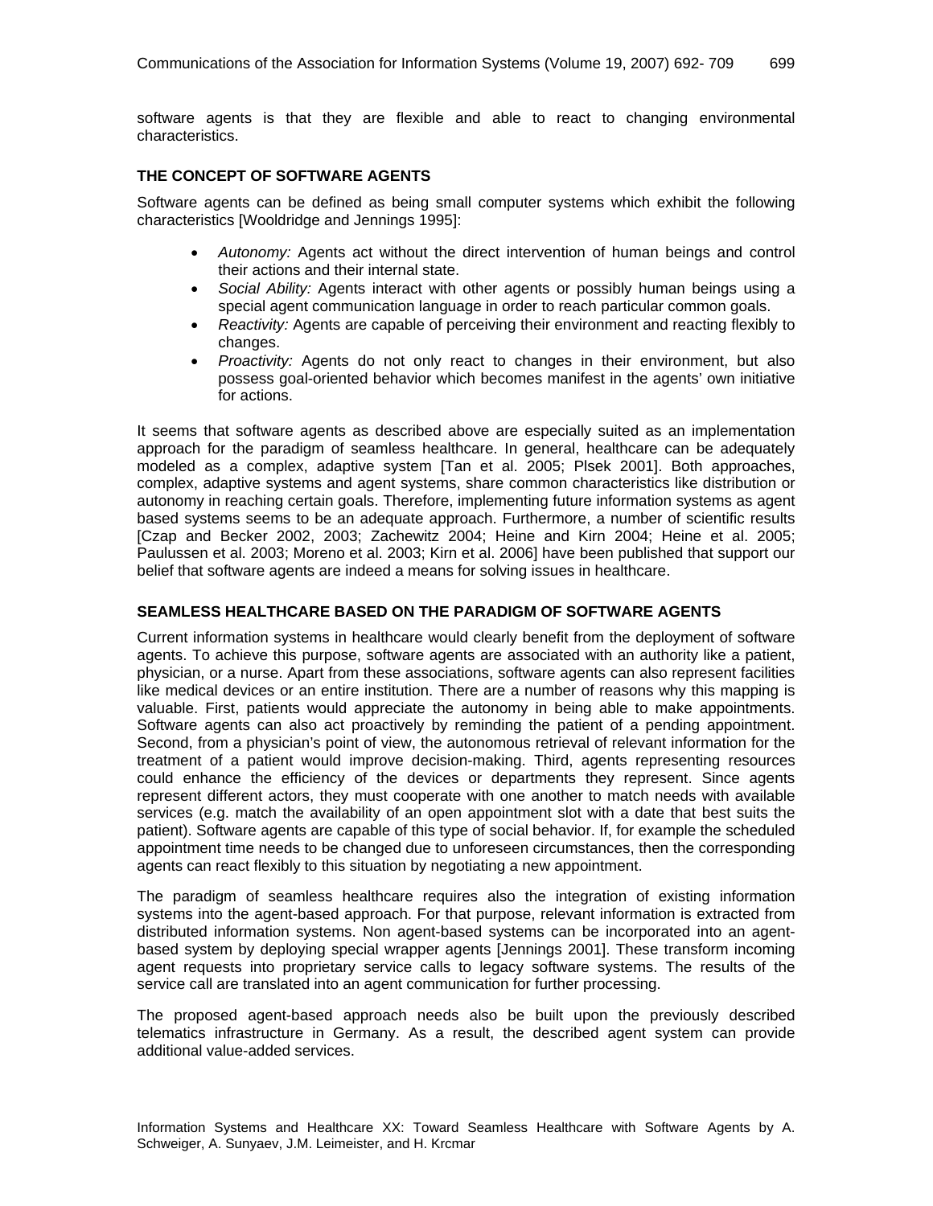software agents is that they are flexible and able to react to changing environmental characteristics.

### THE CONCEPT OF SOFTWARE AGENTS

Software agents can be defined as being small computer systems which exhibit the following characteristics [Wooldridge and Jennings 1995]:

- *Autonomy:* Agents act without the direct intervention of human beings and control their actions and their internal state.
- *Social Ability:* Agents interact with other agents or possibly human beings using a special agent communication language in order to reach particular common goals.
- *Reactivity:* Agents are capable of perceiving their environment and reacting flexibly to changes.
- *Proactivity:* Agents do not only react to changes in their environment, but also possess goal-oriented behavior which becomes manifest in the agents' own initiative for actions.

It seems that software agents as described above are especially suited as an implementation approach for the paradigm of seamless healthcare. In general, healthcare can be adequately modeled as a complex, adaptive system [Tan et al. 2005; Plsek 2001]. Both approaches, complex, adaptive systems and agent systems, share common characteristics like distribution or autonomy in reaching certain goals. Therefore, implementing future information systems as agent based systems seems to be an adequate approach. Furthermore, a number of scientific results [Czap and Becker 2002, 2003; Zachewitz 2004; Heine and Kirn 2004; Heine et al. 2005; Paulussen et al. 2003; Moreno et al. 2003; Kirn et al. 2006] have been published that support our belief that software agents are indeed a means for solving issues in healthcare.

### SEAMLESS HEALTHCARE BASED ON THE PARADIGM OF SOFTWARE AGENTS

Current information systems in healthcare would clearly benefit from the deployment of software agents. To achieve this purpose, software agents are associated with an authority like a patient, physician, or a nurse. Apart from these associations, software agents can also represent facilities like medical devices or an entire institution. There are a number of reasons why this mapping is valuable. First, patients would appreciate the autonomy in being able to make appointments. Software agents can also act proactively by reminding the patient of a pending appointment. Second, from a physician's point of view, the autonomous retrieval of relevant information for the treatment of a patient would improve decision-making. Third, agents representing resources could enhance the efficiency of the devices or departments they represent. Since agents represent different actors, they must cooperate with one another to match needs with available services (e.g. match the availability of an open appointment slot with a date that best suits the patient). Software agents are capable of this type of social behavior. If, for example the scheduled appointment time needs to be changed due to unforeseen circumstances, then the corresponding agents can react flexibly to this situation by negotiating a new appointment.

The paradigm of seamless healthcare requires also the integration of existing information systems into the agent-based approach. For that purpose, relevant information is extracted from distributed information systems. Non agent-based systems can be incorporated into an agent-based system by deploying special wrapper agents [Jennings 2001]. These transform incoming agent requests into proprietary service calls to legacy software systems. The results of the service call are translated into an agent communication for further processing.

The proposed agent-based approach needs also be built upon the previously described telematics infrastructure in Germany. As a result, the described agent system can provide additional value-added services.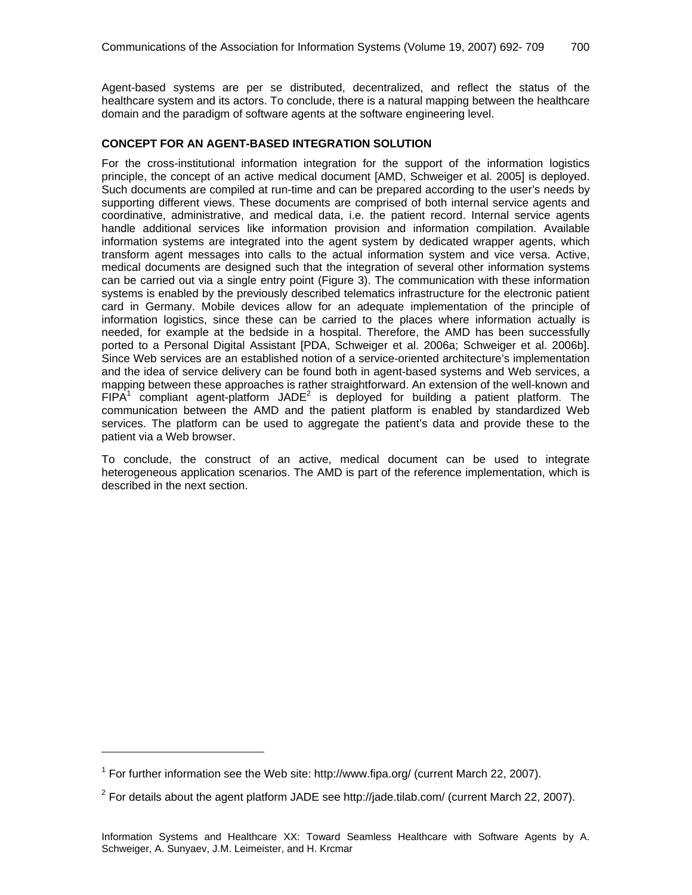Agent-based systems are per se distributed, decentralized, and reflect the status of the healthcare system and its actors. To conclude, there is a natural mapping between the healthcare domain and the paradigm of software agents at the software engineering level.

### CONCEPT FOR AN AGENT-BASED INTEGRATION SOLUTION

For the cross-institutional information integration for the support of the information logistics principle, the concept of an active medical document [AMD, Schweiger et al. 2005] is deployed. Such documents are compiled at run-time and can be prepared according to the user's needs by supporting different views. These documents are comprised of both internal service agents and coordinative, administrative, and medical data, i.e. the patient record. Internal service agents handle additional services like information provision and information compilation. Available information systems are integrated into the agent system by dedicated wrapper agents, which transform agent messages into calls to the actual information system and vice versa. Active, medical documents are designed such that the integration of several other information systems can be carried out via a single entry point (Figure 3). The communication with these information systems is enabled by the previously described telematics infrastructure for the electronic patient card in Germany. Mobile devices allow for an adequate implementation of the principle of information logistics, since these can be carried to the places where information actually is needed, for example at the bedside in a hospital. Therefore, the AMD has been successfully ported to a Personal Digital Assistant [PDA, Schweiger et al. 2006a; Schweiger et al. 2006b]. Since Web services are an established notion of a service-oriented architecture's implementation and the idea of service delivery can be found both in agent-based systems and Web services, a mapping between these approaches is rather straightforward. An extension of the well-known and FIPA[1] compliant agent-platform JADE[2] is deployed for building a patient platform. The communication between the AMD and the patient platform is enabled by standardized Web services. The platform can be used to aggregate the patient's data and provide these to the patient via a Web browser.

To conclude, the construct of an active, medical document can be used to integrate heterogeneous application scenarios. The AMD is part of the reference implementation, which is described in the next section.

---

[1] For further information see the Web site: http://www.fipa.org/ (current March 22, 2007).

[2] For details about the agent platform JADE see http://jade.tilab.com/ (current March 22, 2007).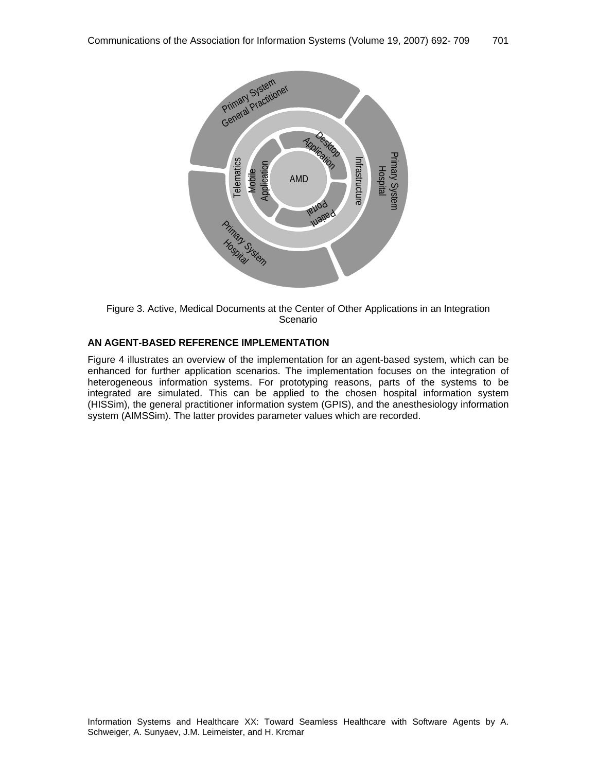Figure 3. Active, Medical Documents at the Center of Other Applications in an Integration Scenario

### AN AGENT-BASED REFERENCE IMPLEMENTATION

Figure 4 illustrates an overview of the implementation for an agent-based system, which can be enhanced for further application scenarios. The implementation focuses on the integration of heterogeneous information systems. For prototyping reasons, parts of the systems to be integrated are simulated. This can be applied to the chosen hospital information system (HISSim), the general practitioner information system (GPIS), and the anesthesiology information system (AIMSSim). The latter provides parameter values which are recorded.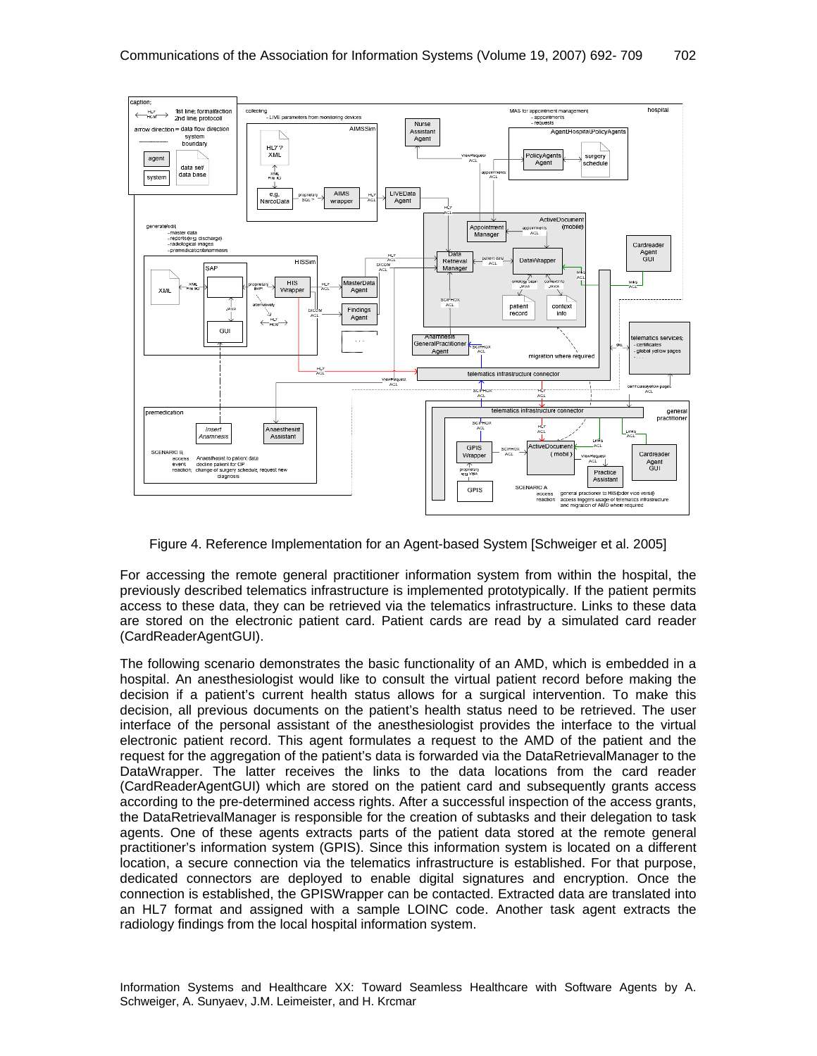Figure 4. Reference Implementation for an Agent-based System [Schweiger et al. 2005]

For accessing the remote general practitioner information system from within the hospital, the previously described telematics infrastructure is implemented prototypically. If the patient permits access to these data, they can be retrieved via the telematics infrastructure. Links to these data are stored on the electronic patient card. Patient cards are read by a simulated card reader (CardReaderAgentGUI).

The following scenario demonstrates the basic functionality of an AMD, which is embedded in a hospital. An anesthesiologist would like to consult the virtual patient record before making the decision if a patient's current health status allows for a surgical intervention. To make this decision, all previous documents on the patient's health status need to be retrieved. The user interface of the personal assistant of the anesthesiologist provides the interface to the virtual electronic patient record. This agent formulates a request to the AMD of the patient and the request for the aggregation of the patient's data is forwarded via the DataRetrievalManager to the DataWrapper. The latter receives the links to the data locations from the card reader (CardReaderAgentGUI) which are stored on the patient card and subsequently grants access according to the pre-determined access rights. After a successful inspection of the access grants, the DataRetrievalManager is responsible for the creation of subtasks and their delegation to task agents. One of these agents extracts parts of the patient data stored at the remote general practitioner's information system (GPIS). Since this information system is located on a different location, a secure connection via the telematics infrastructure is established. For that purpose, dedicated connectors are deployed to enable digital signatures and encryption. Once the connection is established, the GPISWrapper can be contacted. Extracted data are translated into an HL7 format and assigned with a sample LOINC code. Another task agent extracts the radiology findings from the local hospital information system.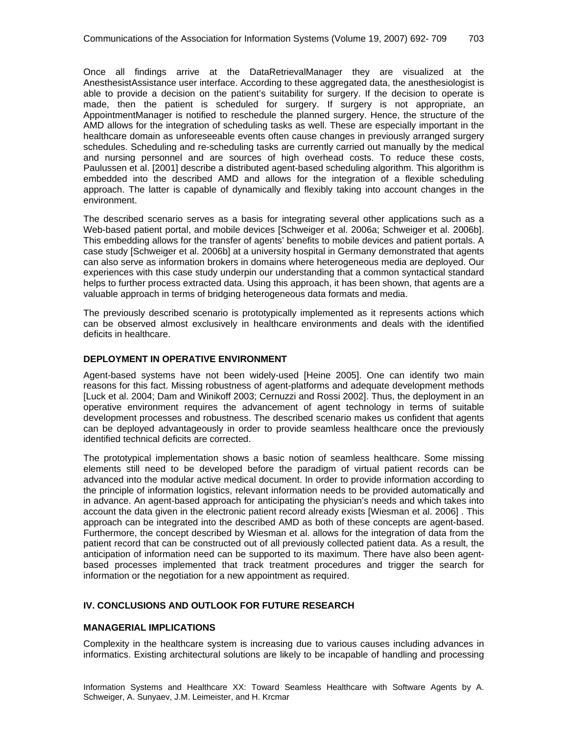Once all findings arrive at the DataRetrievalManager they are visualized at the AnesthesistAssistance user interface. According to these aggregated data, the anesthesiologist is able to provide a decision on the patient's suitability for surgery. If the decision to operate is made, then the patient is scheduled for surgery. If surgery is not appropriate, an AppointmentManager is notified to reschedule the planned surgery. Hence, the structure of the AMD allows for the integration of scheduling tasks as well. These are especially important in the healthcare domain as unforeseeable events often cause changes in previously arranged surgery schedules. Scheduling and re-scheduling tasks are currently carried out manually by the medical and nursing personnel and are sources of high overhead costs. To reduce these costs, Paulussen et al. [2001] describe a distributed agent-based scheduling algorithm. This algorithm is embedded into the described AMD and allows for the integration of a flexible scheduling approach. The latter is capable of dynamically and flexibly taking into account changes in the environment.

The described scenario serves as a basis for integrating several other applications such as a Web-based patient portal, and mobile devices [Schweiger et al. 2006a; Schweiger et al. 2006b]. This embedding allows for the transfer of agents' benefits to mobile devices and patient portals. A case study [Schweiger et al. 2006b] at a university hospital in Germany demonstrated that agents can also serve as information brokers in domains where heterogeneous media are deployed. Our experiences with this case study underpin our understanding that a common syntactical standard helps to further process extracted data. Using this approach, it has been shown, that agents are a valuable approach in terms of bridging heterogeneous data formats and media.

The previously described scenario is prototypically implemented as it represents actions which can be observed almost exclusively in healthcare environments and deals with the identified deficits in healthcare.

### DEPLOYMENT IN OPERATIVE ENVIRONMENT

Agent-based systems have not been widely-used [Heine 2005]. One can identify two main reasons for this fact. Missing robustness of agent-platforms and adequate development methods [Luck et al. 2004; Dam and Winikoff 2003; Cernuzzi and Rossi 2002]. Thus, the deployment in an operative environment requires the advancement of agent technology in terms of suitable development processes and robustness. The described scenario makes us confident that agents can be deployed advantageously in order to provide seamless healthcare once the previously identified technical deficits are corrected.

The prototypical implementation shows a basic notion of seamless healthcare. Some missing elements still need to be developed before the paradigm of virtual patient records can be advanced into the modular active medical document. In order to provide information according to the principle of information logistics, relevant information needs to be provided automatically and in advance. An agent-based approach for anticipating the physician's needs and which takes into account the data given in the electronic patient record already exists [Wiesman et al. 2006] . This approach can be integrated into the described AMD as both of these concepts are agent-based. Furthermore, the concept described by Wiesman et al. allows for the integration of data from the patient record that can be constructed out of all previously collected patient data. As a result, the anticipation of information need can be supported to its maximum. There have also been agent-based processes implemented that track treatment procedures and trigger the search for information or the negotiation for a new appointment as required.

## IV. CONCLUSIONS AND OUTLOOK FOR FUTURE RESEARCH

### MANAGERIAL IMPLICATIONS

Complexity in the healthcare system is increasing due to various causes including advances in informatics. Existing architectural solutions are likely to be incapable of handling and processing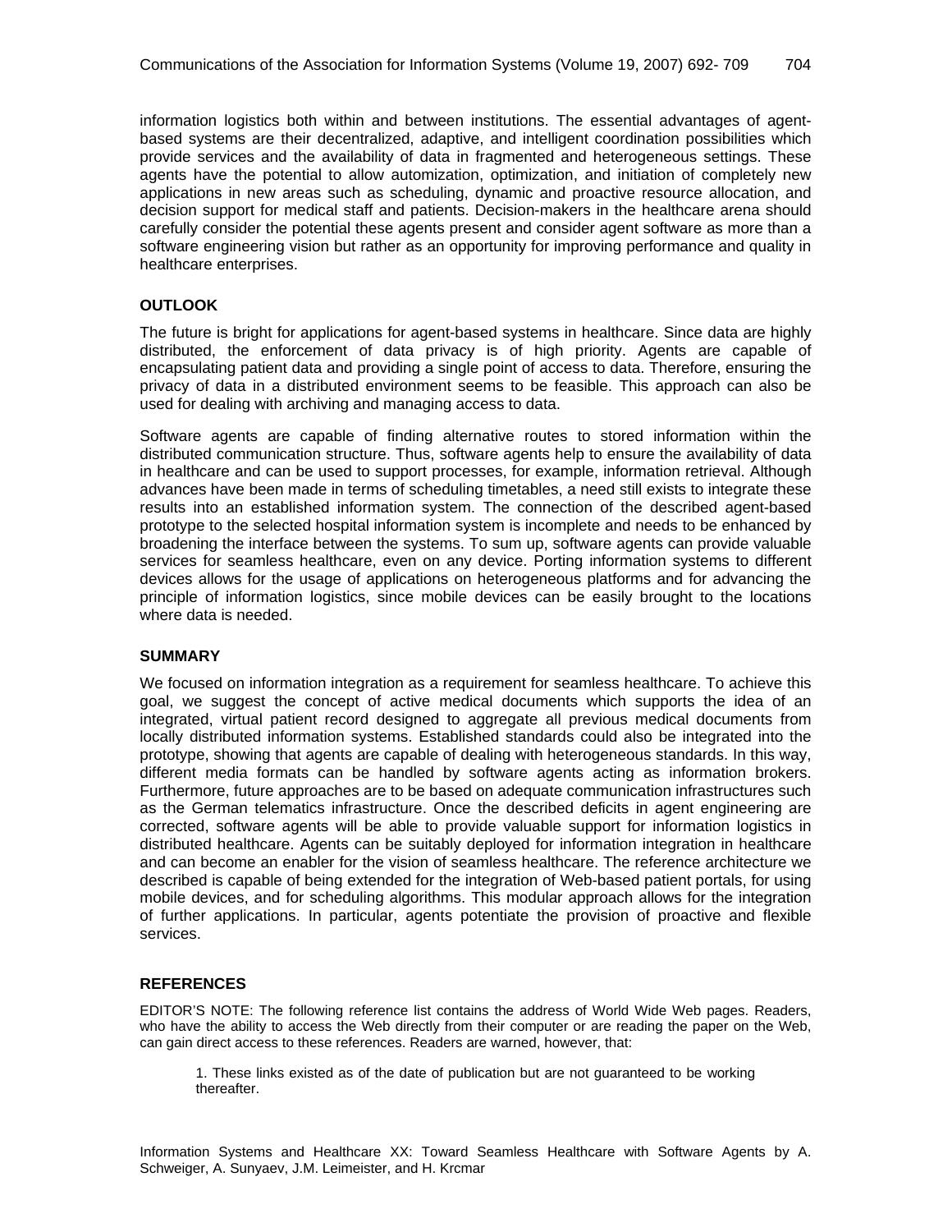information logistics both within and between institutions. The essential advantages of agent-based systems are their decentralized, adaptive, and intelligent coordination possibilities which provide services and the availability of data in fragmented and heterogeneous settings. These agents have the potential to allow automization, optimization, and initiation of completely new applications in new areas such as scheduling, dynamic and proactive resource allocation, and decision support for medical staff and patients. Decision-makers in the healthcare arena should carefully consider the potential these agents present and consider agent software as more than a software engineering vision but rather as an opportunity for improving performance and quality in healthcare enterprises.

## OUTLOOK

The future is bright for applications for agent-based systems in healthcare. Since data are highly distributed, the enforcement of data privacy is of high priority. Agents are capable of encapsulating patient data and providing a single point of access to data. Therefore, ensuring the privacy of data in a distributed environment seems to be feasible. This approach can also be used for dealing with archiving and managing access to data.

Software agents are capable of finding alternative routes to stored information within the distributed communication structure. Thus, software agents help to ensure the availability of data in healthcare and can be used to support processes, for example, information retrieval. Although advances have been made in terms of scheduling timetables, a need still exists to integrate these results into an established information system. The connection of the described agent-based prototype to the selected hospital information system is incomplete and needs to be enhanced by broadening the interface between the systems. To sum up, software agents can provide valuable services for seamless healthcare, even on any device. Porting information systems to different devices allows for the usage of applications on heterogeneous platforms and for advancing the principle of information logistics, since mobile devices can be easily brought to the locations where data is needed.

## SUMMARY

We focused on information integration as a requirement for seamless healthcare. To achieve this goal, we suggest the concept of active medical documents which supports the idea of an integrated, virtual patient record designed to aggregate all previous medical documents from locally distributed information systems. Established standards could also be integrated into the prototype, showing that agents are capable of dealing with heterogeneous standards. In this way, different media formats can be handled by software agents acting as information brokers. Furthermore, future approaches are to be based on adequate communication infrastructures such as the German telematics infrastructure. Once the described deficits in agent engineering are corrected, software agents will be able to provide valuable support for information logistics in distributed healthcare. Agents can be suitably deployed for information integration in healthcare and can become an enabler for the vision of seamless healthcare. The reference architecture we described is capable of being extended for the integration of Web-based patient portals, for using mobile devices, and for scheduling algorithms. This modular approach allows for the integration of further applications. In particular, agents potentiate the provision of proactive and flexible services.

## REFERENCES

EDITOR'S NOTE: The following reference list contains the address of World Wide Web pages. Readers, who have the ability to access the Web directly from their computer or are reading the paper on the Web, can gain direct access to these references. Readers are warned, however, that:

1. These links existed as of the date of publication but are not guaranteed to be working thereafter.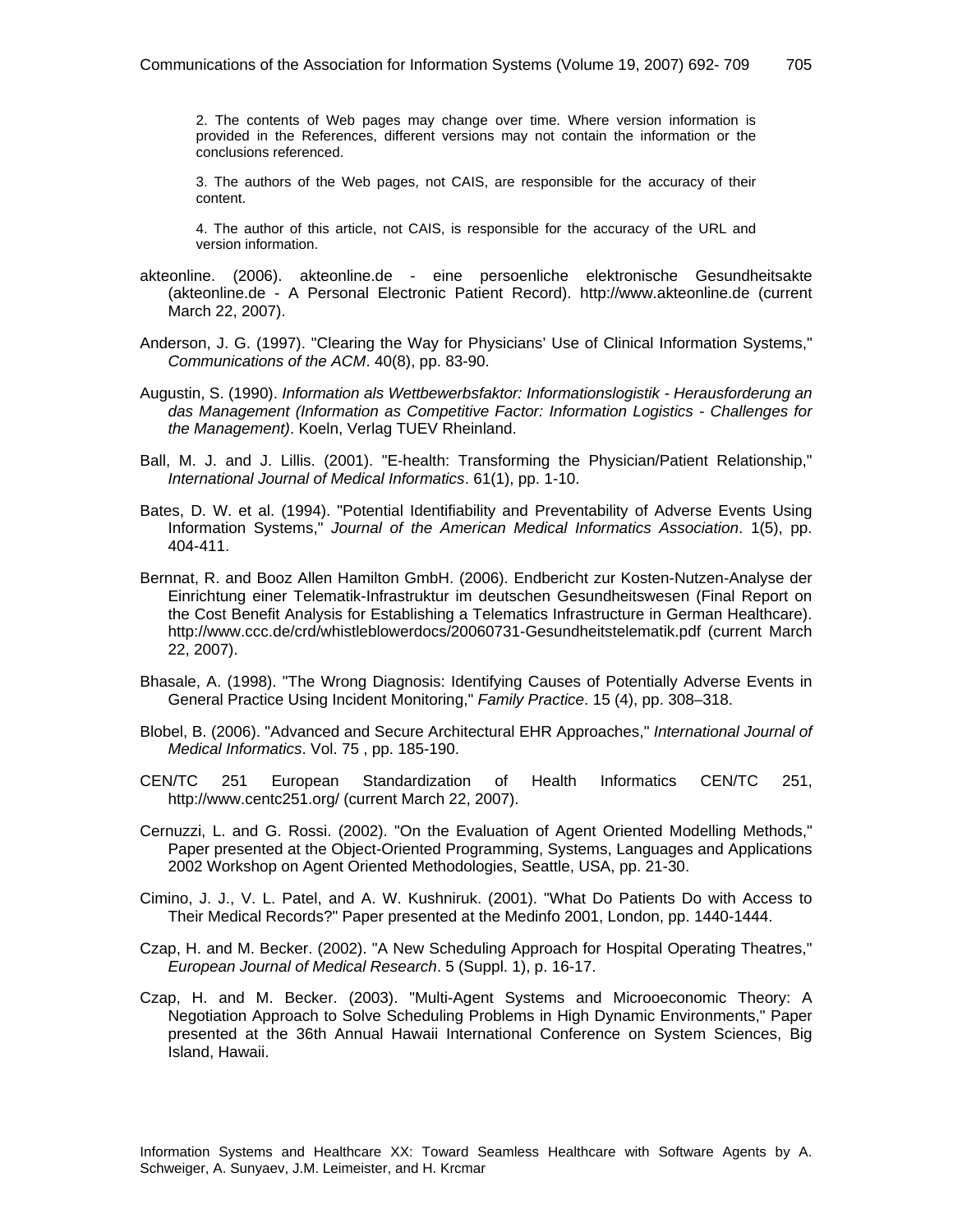2. The contents of Web pages may change over time. Where version information is provided in the References, different versions may not contain the information or the conclusions referenced.

3. The authors of the Web pages, not CAIS, are responsible for the accuracy of their content.

4. The author of this article, not CAIS, is responsible for the accuracy of the URL and version information.

akteonline. (2006). akteonline.de - eine persoenliche elektronische Gesundheitsakte (akteonline.de - A Personal Electronic Patient Record). http://www.akteonline.de (current March 22, 2007).

Anderson, J. G. (1997). "Clearing the Way for Physicians' Use of Clinical Information Systems," *Communications of the ACM*. 40(8), pp. 83-90.

Augustin, S. (1990). *Information als Wettbewerbsfaktor: Informationslogistik - Herausforderung an das Management (Information as Competitive Factor: Information Logistics - Challenges for the Management)*. Koeln, Verlag TUEV Rheinland.

Ball, M. J. and J. Lillis. (2001). "E-health: Transforming the Physician/Patient Relationship," *International Journal of Medical Informatics*. 61(1), pp. 1-10.

Bates, D. W. et al. (1994). "Potential Identifiability and Preventability of Adverse Events Using Information Systems," *Journal of the American Medical Informatics Association*. 1(5), pp. 404-411.

Bernnat, R. and Booz Allen Hamilton GmbH. (2006). Endbericht zur Kosten-Nutzen-Analyse der Einrichtung einer Telematik-Infrastruktur im deutschen Gesundheitswesen (Final Report on the Cost Benefit Analysis for Establishing a Telematics Infrastructure in German Healthcare). http://www.ccc.de/crd/whistleblowerdocs/20060731-Gesundheitstelematik.pdf (current March 22, 2007).

Bhasale, A. (1998). "The Wrong Diagnosis: Identifying Causes of Potentially Adverse Events in General Practice Using Incident Monitoring," *Family Practice*. 15 (4), pp. 308–318.

Blobel, B. (2006). "Advanced and Secure Architectural EHR Approaches," *International Journal of Medical Informatics*. Vol. 75 , pp. 185-190.

CEN/TC 251 European Standardization of Health Informatics CEN/TC 251, http://www.centc251.org/ (current March 22, 2007).

Cernuzzi, L. and G. Rossi. (2002). "On the Evaluation of Agent Oriented Modelling Methods," Paper presented at the Object-Oriented Programming, Systems, Languages and Applications 2002 Workshop on Agent Oriented Methodologies, Seattle, USA, pp. 21-30.

Cimino, J. J., V. L. Patel, and A. W. Kushniruk. (2001). "What Do Patients Do with Access to Their Medical Records?" Paper presented at the Medinfo 2001, London, pp. 1440-1444.

Czap, H. and M. Becker. (2002). "A New Scheduling Approach for Hospital Operating Theatres," *European Journal of Medical Research*. 5 (Suppl. 1), p. 16-17.

Czap, H. and M. Becker. (2003). "Multi-Agent Systems and Microoeconomic Theory: A Negotiation Approach to Solve Scheduling Problems in High Dynamic Environments," Paper presented at the 36th Annual Hawaii International Conference on System Sciences, Big Island, Hawaii.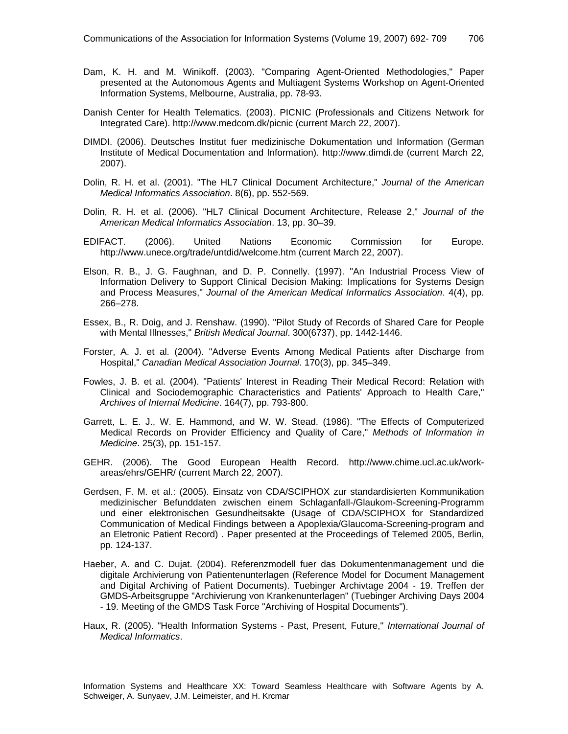Dam, K. H. and M. Winikoff. (2003). "Comparing Agent-Oriented Methodologies," Paper presented at the Autonomous Agents and Multiagent Systems Workshop on Agent-Oriented Information Systems, Melbourne, Australia, pp. 78-93.

Danish Center for Health Telematics. (2003). PICNIC (Professionals and Citizens Network for Integrated Care). http://www.medcom.dk/picnic (current March 22, 2007).

DIMDI. (2006). Deutsches Institut fuer medizinische Dokumentation und Information (German Institute of Medical Documentation and Information). http://www.dimdi.de (current March 22, 2007).

Dolin, R. H. et al. (2001). "The HL7 Clinical Document Architecture," *Journal of the American Medical Informatics Association*. 8(6), pp. 552-569.

Dolin, R. H. et al. (2006). "HL7 Clinical Document Architecture, Release 2," *Journal of the American Medical Informatics Association*. 13, pp. 30–39.

EDIFACT. (2006). United Nations Economic Commission for Europe. http://www.unece.org/trade/untdid/welcome.htm (current March 22, 2007).

Elson, R. B., J. G. Faughnan, and D. P. Connelly. (1997). "An Industrial Process View of Information Delivery to Support Clinical Decision Making: Implications for Systems Design and Process Measures," *Journal of the American Medical Informatics Association*. 4(4), pp. 266–278.

Essex, B., R. Doig, and J. Renshaw. (1990). "Pilot Study of Records of Shared Care for People with Mental Illnesses," *British Medical Journal*. 300(6737), pp. 1442-1446.

Forster, A. J. et al. (2004). "Adverse Events Among Medical Patients after Discharge from Hospital," *Canadian Medical Association Journal*. 170(3), pp. 345–349.

Fowles, J. B. et al. (2004). "Patients' Interest in Reading Their Medical Record: Relation with Clinical and Sociodemographic Characteristics and Patients' Approach to Health Care," *Archives of Internal Medicine*. 164(7), pp. 793-800.

Garrett, L. E. J., W. E. Hammond, and W. W. Stead. (1986). "The Effects of Computerized Medical Records on Provider Efficiency and Quality of Care," *Methods of Information in Medicine*. 25(3), pp. 151-157.

GEHR. (2006). The Good European Health Record. http://www.chime.ucl.ac.uk/work-areas/ehrs/GEHR/ (current March 22, 2007).

Gerdsen, F. M. et al.: (2005). Einsatz von CDA/SCIPHOX zur standardisierten Kommunikation medizinischer Befunddaten zwischen einem Schlaganfall-/Glaukom-Screening-Programm und einer elektronischen Gesundheitsakte (Usage of CDA/SCIPHOX for Standardized Communication of Medical Findings between a Apoplexia/Glaucoma-Screening-program and an Eletronic Patient Record) . Paper presented at the Proceedings of Telemed 2005, Berlin, pp. 124-137.

Haeber, A. and C. Dujat. (2004). Referenzmodell fuer das Dokumentenmanagement und die digitale Archivierung von Patientenunterlagen (Reference Model for Document Management and Digital Archiving of Patient Documents). Tuebinger Archivtage 2004 - 19. Treffen der GMDS-Arbeitsgruppe "Archivierung von Krankenunterlagen" (Tuebinger Archiving Days 2004 - 19. Meeting of the GMDS Task Force "Archiving of Hospital Documents").

Haux, R. (2005). "Health Information Systems - Past, Present, Future," *International Journal of Medical Informatics*.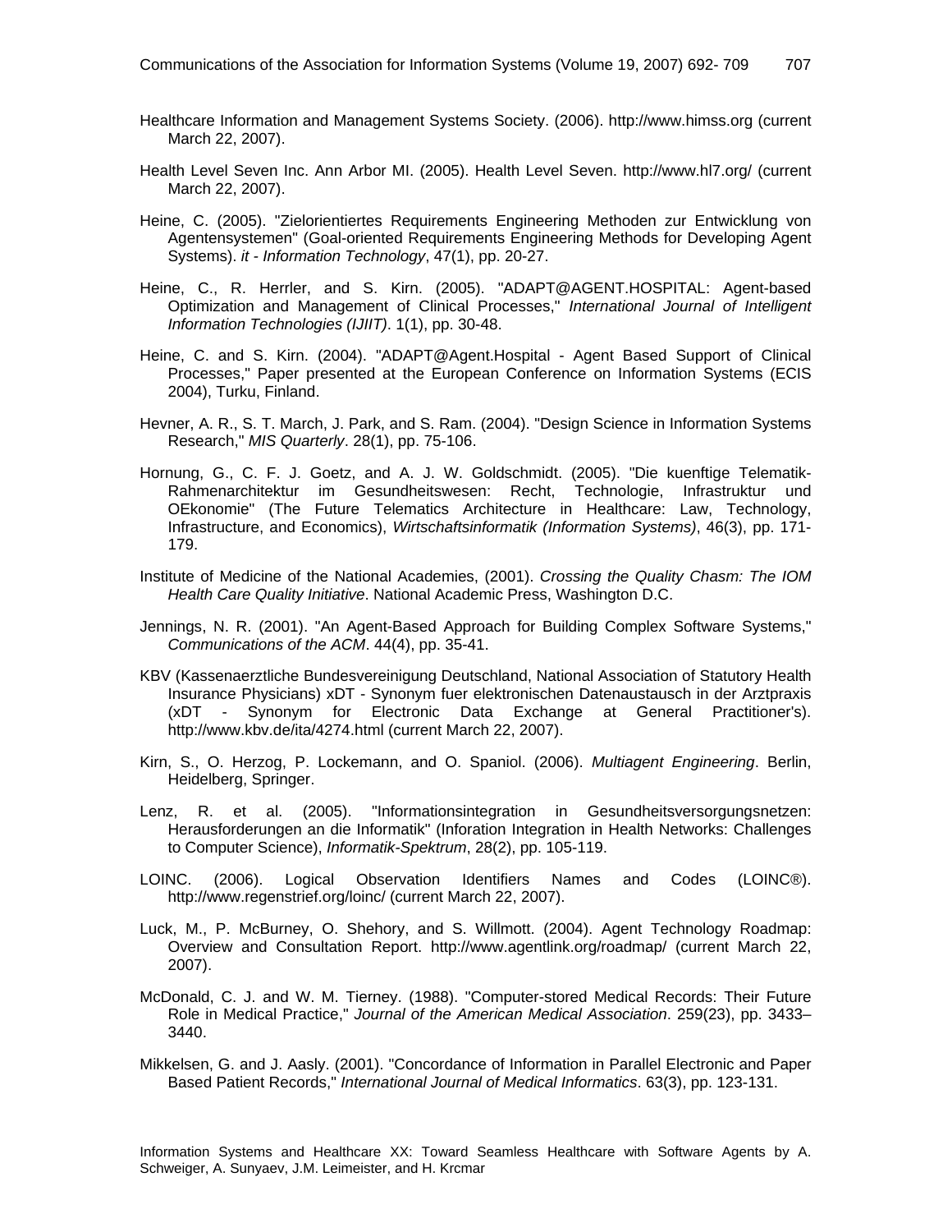Healthcare Information and Management Systems Society. (2006). http://www.himss.org (current March 22, 2007).

Health Level Seven Inc. Ann Arbor MI. (2005). Health Level Seven. http://www.hl7.org/ (current March 22, 2007).

Heine, C. (2005). "Zielorientiertes Requirements Engineering Methoden zur Entwicklung von Agentensystemen" (Goal-oriented Requirements Engineering Methods for Developing Agent Systems). *it - Information Technology*, 47(1), pp. 20-27.

Heine, C., R. Herrler, and S. Kirn. (2005). "ADAPT@AGENT.HOSPITAL: Agent-based Optimization and Management of Clinical Processes," *International Journal of Intelligent Information Technologies (IJIIT)*. 1(1), pp. 30-48.

Heine, C. and S. Kirn. (2004). "ADAPT@Agent.Hospital - Agent Based Support of Clinical Processes," Paper presented at the European Conference on Information Systems (ECIS 2004), Turku, Finland.

Hevner, A. R., S. T. March, J. Park, and S. Ram. (2004). "Design Science in Information Systems Research," *MIS Quarterly*. 28(1), pp. 75-106.

Hornung, G., C. F. J. Goetz, and A. J. W. Goldschmidt. (2005). "Die kuenftige Telematik-Rahmenarchitektur im Gesundheitswesen: Recht, Technologie, Infrastruktur und OEkonomie" (The Future Telematics Architecture in Healthcare: Law, Technology, Infrastructure, and Economics), *Wirtschaftsinformatik (Information Systems)*, 46(3), pp. 171-179.

Institute of Medicine of the National Academies, (2001). *Crossing the Quality Chasm: The IOM Health Care Quality Initiative*. National Academic Press, Washington D.C.

Jennings, N. R. (2001). "An Agent-Based Approach for Building Complex Software Systems," *Communications of the ACM*. 44(4), pp. 35-41.

KBV (Kassenaerztliche Bundesvereinigung Deutschland, National Association of Statutory Health Insurance Physicians) xDT - Synonym fuer elektronischen Datenaustausch in der Arztpraxis (xDT - Synonym for Electronic Data Exchange at General Practitioner's). http://www.kbv.de/ita/4274.html (current March 22, 2007).

Kirn, S., O. Herzog, P. Lockemann, and O. Spaniol. (2006). *Multiagent Engineering*. Berlin, Heidelberg, Springer.

Lenz, R. et al. (2005). "Informationsintegration in Gesundheitsversorgungsnetzen: Herausforderungen an die Informatik" (Inforation Integration in Health Networks: Challenges to Computer Science), *Informatik-Spektrum*, 28(2), pp. 105-119.

LOINC. (2006). Logical Observation Identifiers Names and Codes (LOINC®). http://www.regenstrief.org/loinc/ (current March 22, 2007).

Luck, M., P. McBurney, O. Shehory, and S. Willmott. (2004). Agent Technology Roadmap: Overview and Consultation Report. http://www.agentlink.org/roadmap/ (current March 22, 2007).

McDonald, C. J. and W. M. Tierney. (1988). "Computer-stored Medical Records: Their Future Role in Medical Practice," *Journal of the American Medical Association*. 259(23), pp. 3433–3440.

Mikkelsen, G. and J. Aasly. (2001). "Concordance of Information in Parallel Electronic and Paper Based Patient Records," *International Journal of Medical Informatics*. 63(3), pp. 123-131.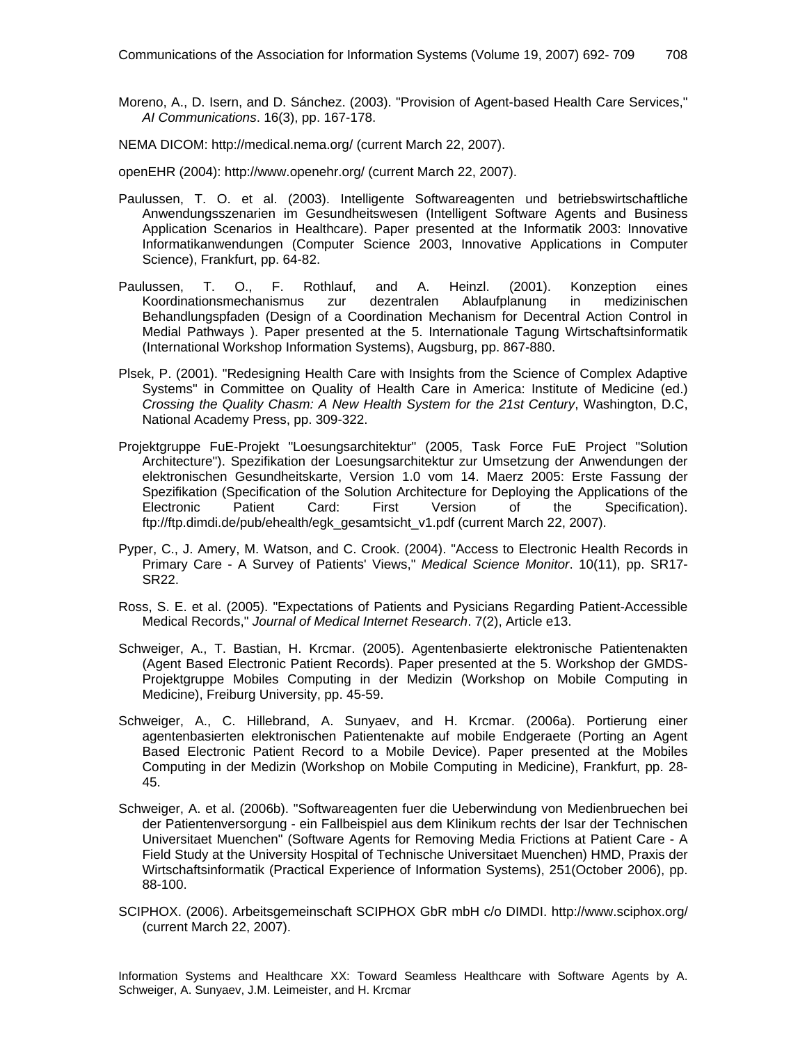Moreno, A., D. Isern, and D. Sánchez. (2003). "Provision of Agent-based Health Care Services," *AI Communications*. 16(3), pp. 167-178.

NEMA DICOM: http://medical.nema.org/ (current March 22, 2007).

openEHR (2004): http://www.openehr.org/ (current March 22, 2007).

Paulussen, T. O. et al. (2003). Intelligente Softwareagenten und betriebswirtschaftliche Anwendungsszenarien im Gesundheitswesen (Intelligent Software Agents and Business Application Scenarios in Healthcare). Paper presented at the Informatik 2003: Innovative Informatikanwendungen (Computer Science 2003, Innovative Applications in Computer Science), Frankfurt, pp. 64-82.

Paulussen, T. O., F. Rothlauf, and A. Heinzl. (2001). Konzeption eines Koordinationsmechanismus zur dezentralen Ablaufplanung in medizinischen Behandlungspfaden (Design of a Coordination Mechanism for Decentral Action Control in Medial Pathways ). Paper presented at the 5. Internationale Tagung Wirtschaftsinformatik (International Workshop Information Systems), Augsburg, pp. 867-880.

Plsek, P. (2001). "Redesigning Health Care with Insights from the Science of Complex Adaptive Systems" in Committee on Quality of Health Care in America: Institute of Medicine (ed.) *Crossing the Quality Chasm: A New Health System for the 21st Century*, Washington, D.C, National Academy Press, pp. 309-322.

Projektgruppe FuE-Projekt "Loesungsarchitektur" (2005, Task Force FuE Project "Solution Architecture"). Spezifikation der Loesungsarchitektur zur Umsetzung der Anwendungen der elektronischen Gesundheitskarte, Version 1.0 vom 14. Maerz 2005: Erste Fassung der Spezifikation (Specification of the Solution Architecture for Deploying the Applications of the Electronic Patient Card: First Version of the Specification). ftp://ftp.dimdi.de/pub/ehealth/egk_gesamtsicht_v1.pdf (current March 22, 2007).

Pyper, C., J. Amery, M. Watson, and C. Crook. (2004). "Access to Electronic Health Records in Primary Care - A Survey of Patients' Views," *Medical Science Monitor*. 10(11), pp. SR17-SR22.

Ross, S. E. et al. (2005). "Expectations of Patients and Pysicians Regarding Patient-Accessible Medical Records," *Journal of Medical Internet Research*. 7(2), Article e13.

Schweiger, A., T. Bastian, H. Krcmar. (2005). Agentenbasierte elektronische Patientenakten (Agent Based Electronic Patient Records). Paper presented at the 5. Workshop der GMDS-Projektgruppe Mobiles Computing in der Medizin (Workshop on Mobile Computing in Medicine), Freiburg University, pp. 45-59.

Schweiger, A., C. Hillebrand, A. Sunyaev, and H. Krcmar. (2006a). Portierung einer agentenbasierten elektronischen Patientenakte auf mobile Endgeraete (Porting an Agent Based Electronic Patient Record to a Mobile Device). Paper presented at the Mobiles Computing in der Medizin (Workshop on Mobile Computing in Medicine), Frankfurt, pp. 28-45.

Schweiger, A. et al. (2006b). "Softwareagenten fuer die Ueberwindung von Medienbruechen bei der Patientenversorgung - ein Fallbeispiel aus dem Klinikum rechts der Isar der Technischen Universitaet Muenchen" (Software Agents for Removing Media Frictions at Patient Care - A Field Study at the University Hospital of Technische Universitaet Muenchen) HMD, Praxis der Wirtschaftsinformatik (Practical Experience of Information Systems), 251(October 2006), pp. 88-100.

SCIPHOX. (2006). Arbeitsgemeinschaft SCIPHOX GbR mbH c/o DIMDI. http://www.sciphox.org/ (current March 22, 2007).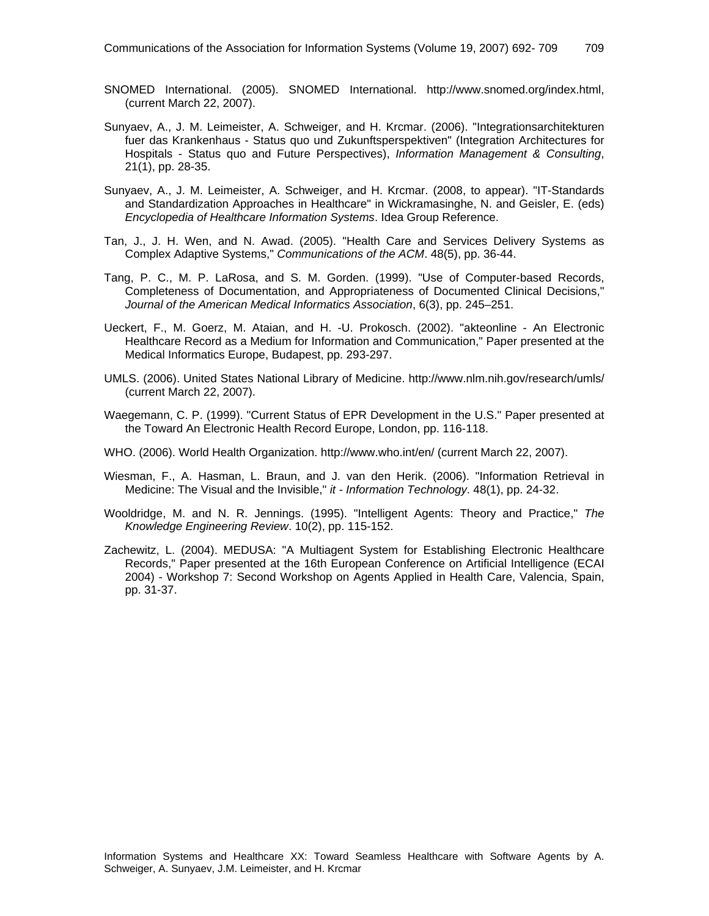SNOMED International. (2005). SNOMED International. http://www.snomed.org/index.html, (current March 22, 2007).

Sunyaev, A., J. M. Leimeister, A. Schweiger, and H. Krcmar. (2006). "Integrationsarchitekturen fuer das Krankenhaus - Status quo und Zukunftsperspektiven" (Integration Architectures for Hospitals - Status quo and Future Perspectives), *Information Management & Consulting*, 21(1), pp. 28-35.

Sunyaev, A., J. M. Leimeister, A. Schweiger, and H. Krcmar. (2008, to appear). "IT-Standards and Standardization Approaches in Healthcare" in Wickramasinghe, N. and Geisler, E. (eds) *Encyclopedia of Healthcare Information Systems*. Idea Group Reference.

Tan, J., J. H. Wen, and N. Awad. (2005). "Health Care and Services Delivery Systems as Complex Adaptive Systems," *Communications of the ACM*. 48(5), pp. 36-44.

Tang, P. C., M. P. LaRosa, and S. M. Gorden. (1999). "Use of Computer-based Records, Completeness of Documentation, and Appropriateness of Documented Clinical Decisions," *Journal of the American Medical Informatics Association*, 6(3), pp. 245–251.

Ueckert, F., M. Goerz, M. Ataian, and H. -U. Prokosch. (2002). "akteonline - An Electronic Healthcare Record as a Medium for Information and Communication," Paper presented at the Medical Informatics Europe, Budapest, pp. 293-297.

UMLS. (2006). United States National Library of Medicine. http://www.nlm.nih.gov/research/umls/ (current March 22, 2007).

Waegemann, C. P. (1999). "Current Status of EPR Development in the U.S." Paper presented at the Toward An Electronic Health Record Europe, London, pp. 116-118.

WHO. (2006). World Health Organization. http://www.who.int/en/ (current March 22, 2007).

Wiesman, F., A. Hasman, L. Braun, and J. van den Herik. (2006). "Information Retrieval in Medicine: The Visual and the Invisible," *it - Information Technology*. 48(1), pp. 24-32.

Wooldridge, M. and N. R. Jennings. (1995). "Intelligent Agents: Theory and Practice," *The Knowledge Engineering Review*. 10(2), pp. 115-152.

Zachewitz, L. (2004). MEDUSA: "A Multiagent System for Establishing Electronic Healthcare Records," Paper presented at the 16th European Conference on Artificial Intelligence (ECAI 2004) - Workshop 7: Second Workshop on Agents Applied in Health Care, Valencia, Spain, pp. 31-37.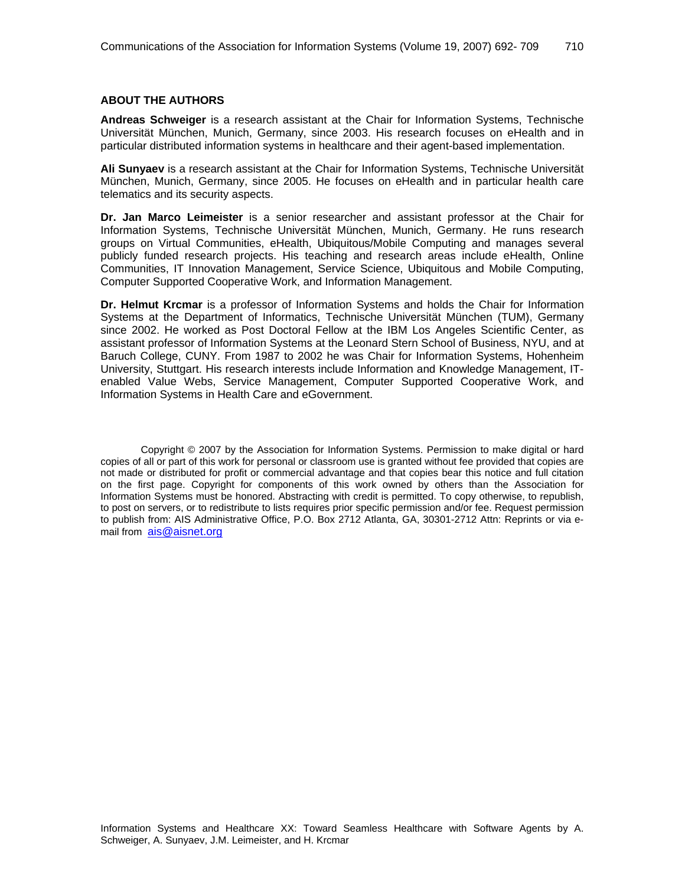## ABOUT THE AUTHORS

**Andreas Schweiger** is a research assistant at the Chair for Information Systems, Technische Universität München, Munich, Germany, since 2003. His research focuses on eHealth and in particular distributed information systems in healthcare and their agent-based implementation.

**Ali Sunyaev** is a research assistant at the Chair for Information Systems, Technische Universität München, Munich, Germany, since 2005. He focuses on eHealth and in particular health care telematics and its security aspects.

**Dr. Jan Marco Leimeister** is a senior researcher and assistant professor at the Chair for Information Systems, Technische Universität München, Munich, Germany. He runs research groups on Virtual Communities, eHealth, Ubiquitous/Mobile Computing and manages several publicly funded research projects. His teaching and research areas include eHealth, Online Communities, IT Innovation Management, Service Science, Ubiquitous and Mobile Computing, Computer Supported Cooperative Work, and Information Management.

**Dr. Helmut Krcmar** is a professor of Information Systems and holds the Chair for Information Systems at the Department of Informatics, Technische Universität München (TUM), Germany since 2002. He worked as Post Doctoral Fellow at the IBM Los Angeles Scientific Center, as assistant professor of Information Systems at the Leonard Stern School of Business, NYU, and at Baruch College, CUNY. From 1987 to 2002 he was Chair for Information Systems, Hohenheim University, Stuttgart. His research interests include Information and Knowledge Management, IT-enabled Value Webs, Service Management, Computer Supported Cooperative Work, and Information Systems in Health Care and eGovernment.

Copyright © 2007 by the Association for Information Systems. Permission to make digital or hard copies of all or part of this work for personal or classroom use is granted without fee provided that copies are not made or distributed for profit or commercial advantage and that copies bear this notice and full citation on the first page. Copyright for components of this work owned by others than the Association for Information Systems must be honored. Abstracting with credit is permitted. To copy otherwise, to republish, to post on servers, or to redistribute to lists requires prior specific permission and/or fee. Request permission to publish from: AIS Administrative Office, P.O. Box 2712 Atlanta, GA, 30301-2712 Attn: Reprints or via e-mail from ais@aisnet.org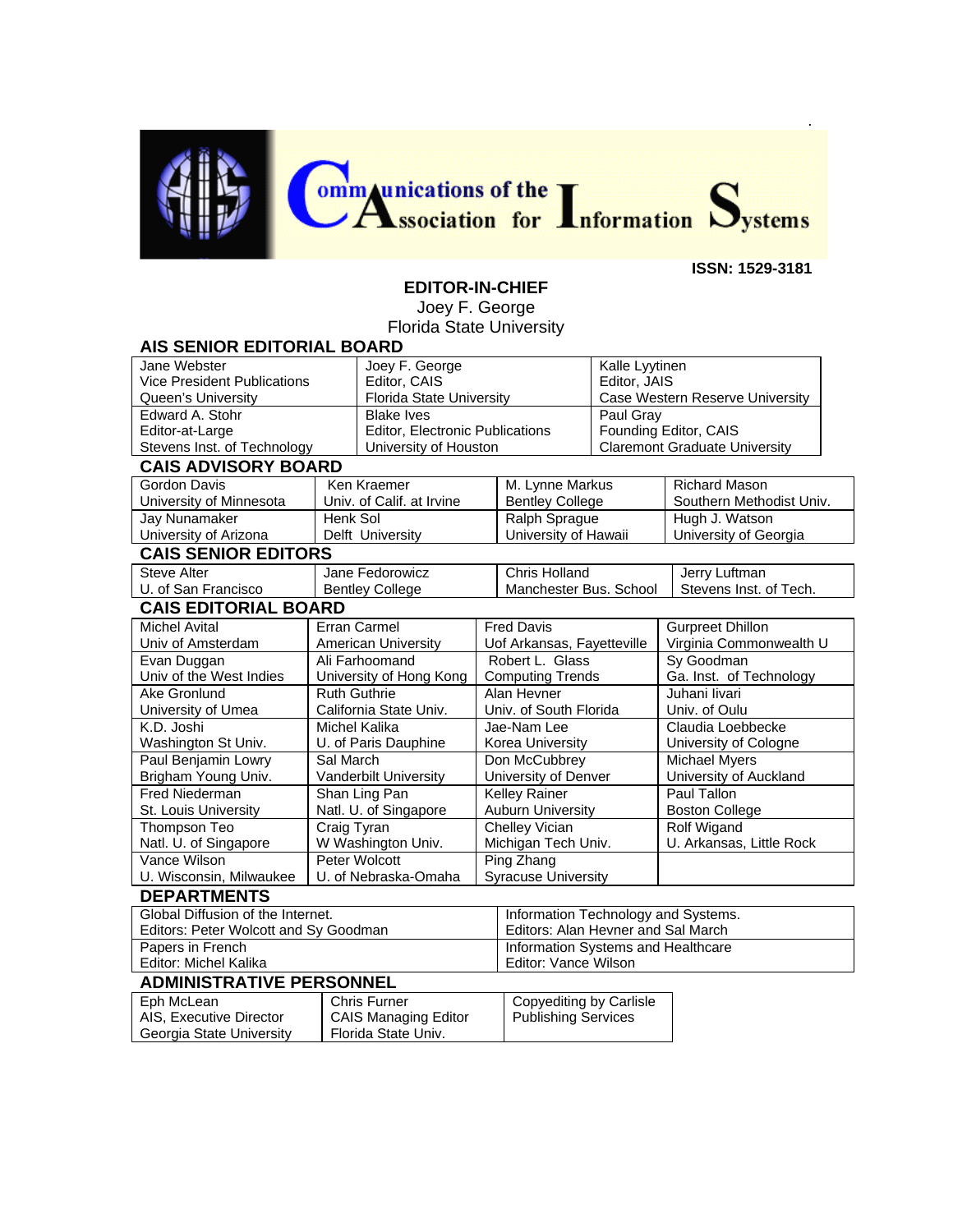# Communications of the Association for Information Systems

**ISSN: 1529-3181**

**EDITOR-IN-CHIEF**
Joey F. George
Florida State University

## AIS SENIOR EDITORIAL BOARD

| | | |
|---|---|---|
| Jane Webster<br>Vice President Publications<br>Queen's University | Joey F. George<br>Editor, CAIS<br>Florida State University | Kalle Lyytinen<br>Editor, JAIS<br>Case Western Reserve University |
| Edward A. Stohr<br>Editor-at-Large<br>Stevens Inst. of Technology | Blake Ives<br>Editor, Electronic Publications<br>University of Houston | Paul Gray<br>Founding Editor, CAIS<br>Claremont Graduate University |

## CAIS ADVISORY BOARD

| | | | |
|---|---|---|---|
| Gordon Davis<br>University of Minnesota | Ken Kraemer<br>Univ. of Calif. at Irvine | M. Lynne Markus<br>Bentley College | Richard Mason<br>Southern Methodist Univ. |
| Jay Nunamaker<br>University of Arizona | Henk Sol<br>Delft University | Ralph Sprague<br>University of Hawaii | Hugh J. Watson<br>University of Georgia |

## CAIS SENIOR EDITORS

| | | | |
|---|---|---|---|
| Steve Alter<br>U. of San Francisco | Jane Fedorowicz<br>Bentley College | Chris Holland<br>Manchester Bus. School | Jerry Luftman<br>Stevens Inst. of Tech. |

## CAIS EDITORIAL BOARD

| | | | |
|---|---|---|---|
| Michel Avital<br>Univ of Amsterdam | Erran Carmel<br>American University | Fred Davis<br>Uof Arkansas, Fayetteville | Gurpreet Dhillon<br>Virginia Commonwealth U |
| Evan Duggan<br>Univ of the West Indies | Ali Farhoomand<br>University of Hong Kong | Robert L. Glass<br>Computing Trends | Sy Goodman<br>Ga. Inst. of Technology |
| Ake Gronlund<br>University of Umea | Ruth Guthrie<br>California State Univ. | Alan Hevner<br>Univ. of South Florida | Juhani Iivari<br>Univ. of Oulu |
| K.D. Joshi<br>Washington St Univ. | Michel Kalika<br>U. of Paris Dauphine | Jae-Nam Lee<br>Korea University | Claudia Loebbecke<br>University of Cologne |
| Paul Benjamin Lowry<br>Brigham Young Univ. | Sal March<br>Vanderbilt University | Don McCubbrey<br>University of Denver | Michael Myers<br>University of Auckland |
| Fred Niederman<br>St. Louis University | Shan Ling Pan<br>Natl. U. of Singapore | Kelley Rainer<br>Auburn University | Paul Tallon<br>Boston College |
| Thompson Teo<br>Natl. U. of Singapore | Craig Tyran<br>W Washington Univ. | Chelley Vician<br>Michigan Tech Univ. | Rolf Wigand<br>U. Arkansas, Little Rock |
| Vance Wilson<br>U. Wisconsin, Milwaukee | Peter Wolcott<br>U. of Nebraska-Omaha | Ping Zhang<br>Syracuse University | |

## DEPARTMENTS

| | |
|---|---|
| Global Diffusion of the Internet.<br>Editors: Peter Wolcott and Sy Goodman | Information Technology and Systems.<br>Editors: Alan Hevner and Sal March |
| Papers in French<br>Editor: Michel Kalika | Information Systems and Healthcare<br>Editor: Vance Wilson |

## ADMINISTRATIVE PERSONNEL

| | | |
|---|---|---|
| Eph McLean<br>AIS, Executive Director<br>Georgia State University | Chris Furner<br>CAIS Managing Editor<br>Florida State Univ. | Copyediting by Carlisle Publishing Services |